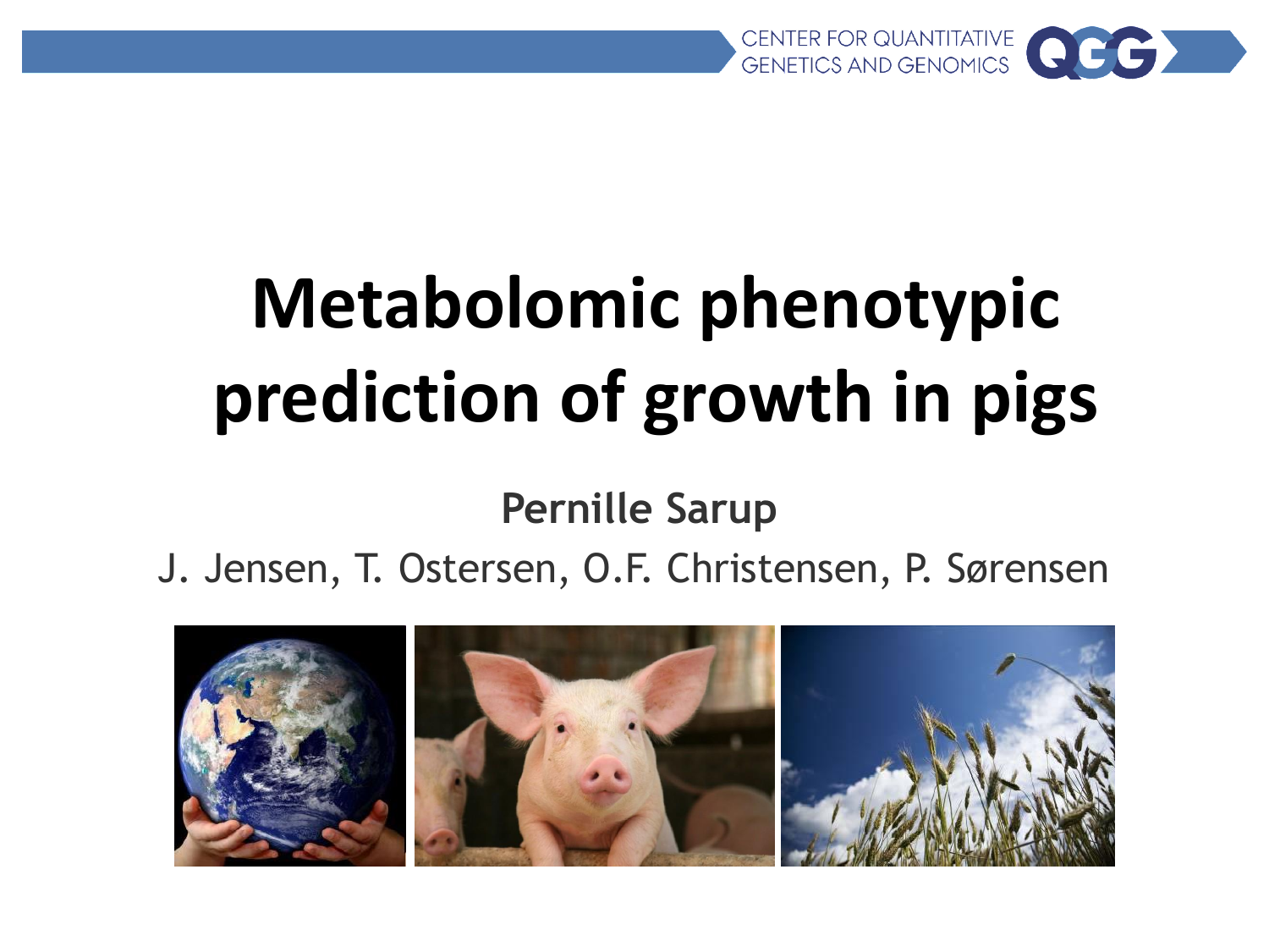# Metabolomic phenotypic prediction of growth in pigs

**Pernille Sarup**

J. Jensen, T. Ostersen, O.F. Christensen, P. Sørensen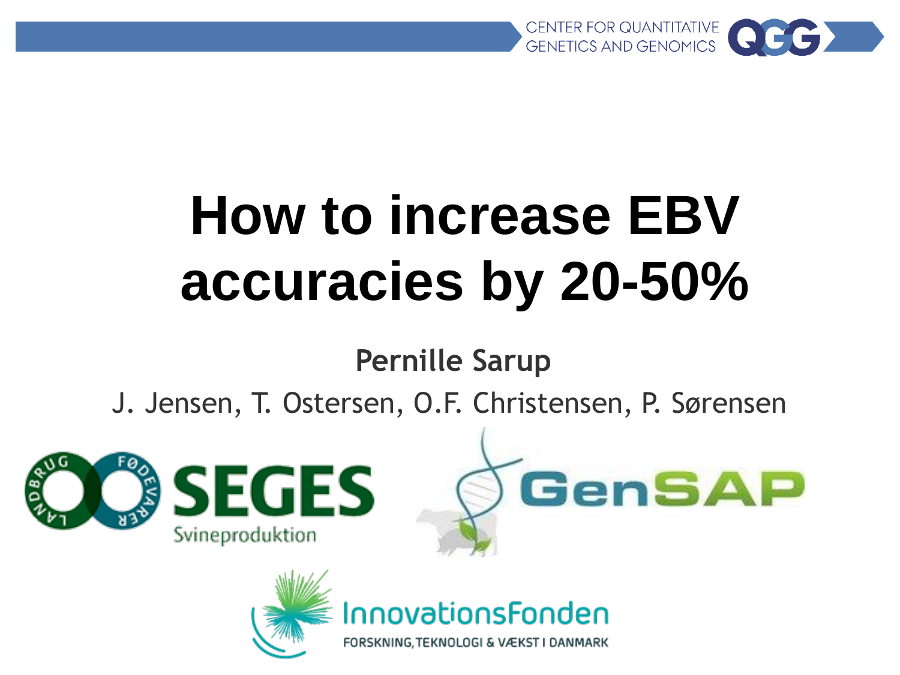# How to increase EBV accuracies by 20-50%

**Pernille Sarup**

J. Jensen, T. Ostersen, O.F. Christensen, P. Sørensen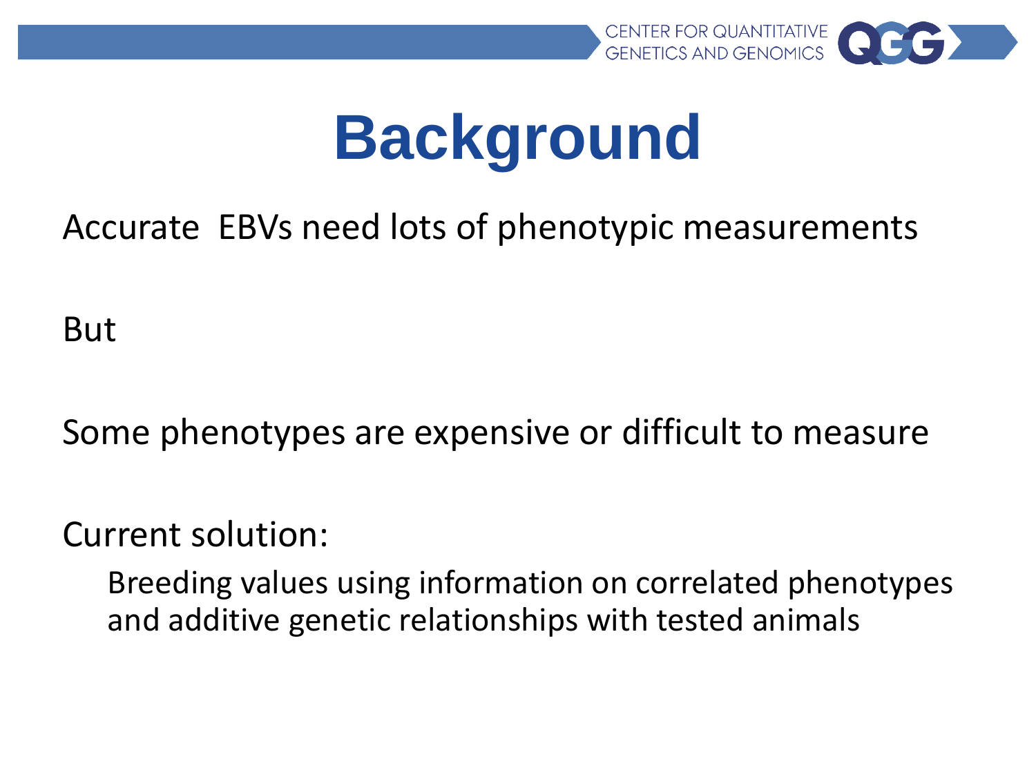# Background

Accurate EBVs need lots of phenotypic measurements

But

Some phenotypes are expensive or difficult to measure

Current solution:

Breeding values using information on correlated phenotypes and additive genetic relationships with tested animals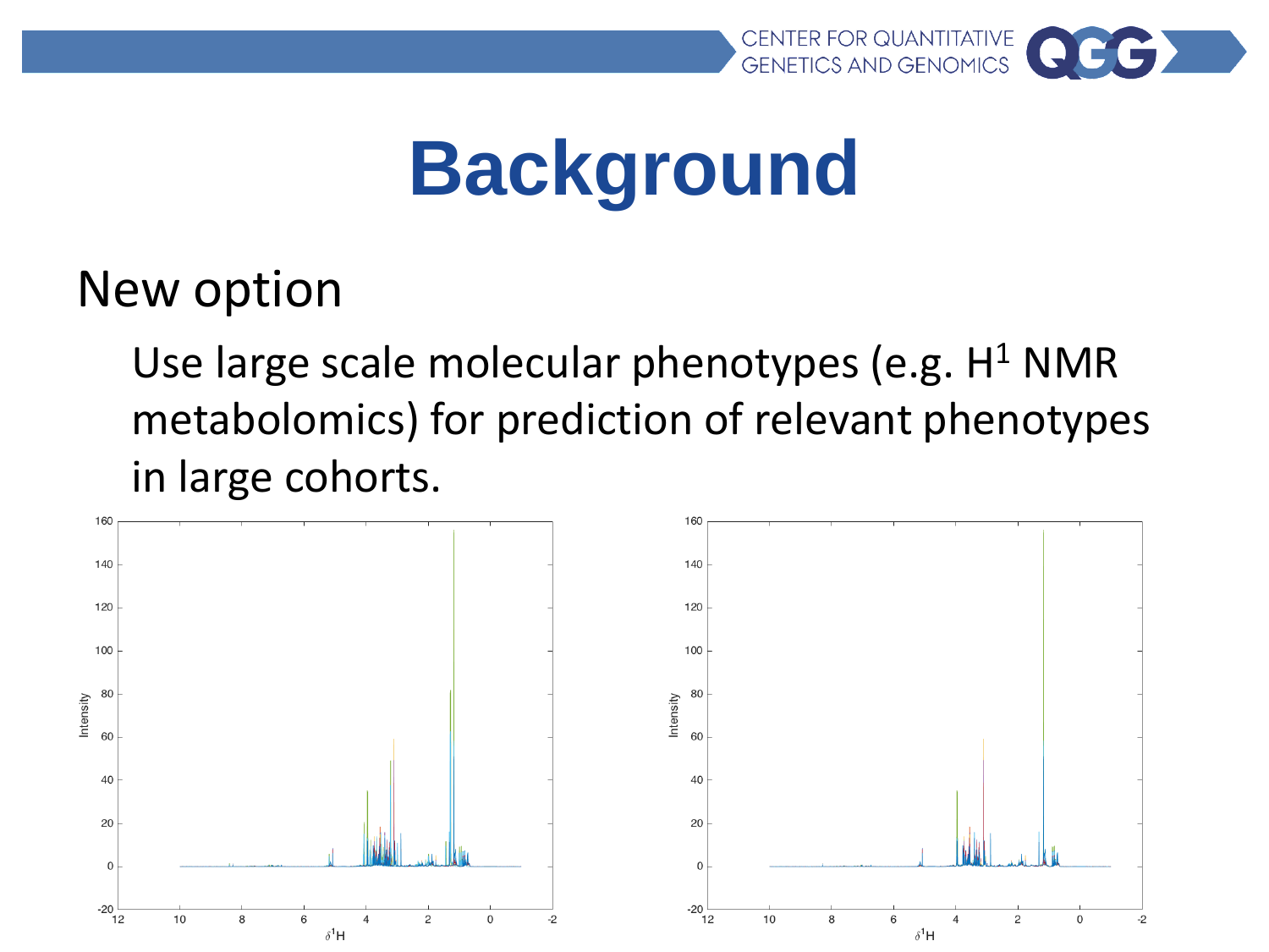# Background

## New option

Use large scale molecular phenotypes (e.g. $H^1$ NMR metabolomics) for prediction of relevant phenotypes in large cohorts.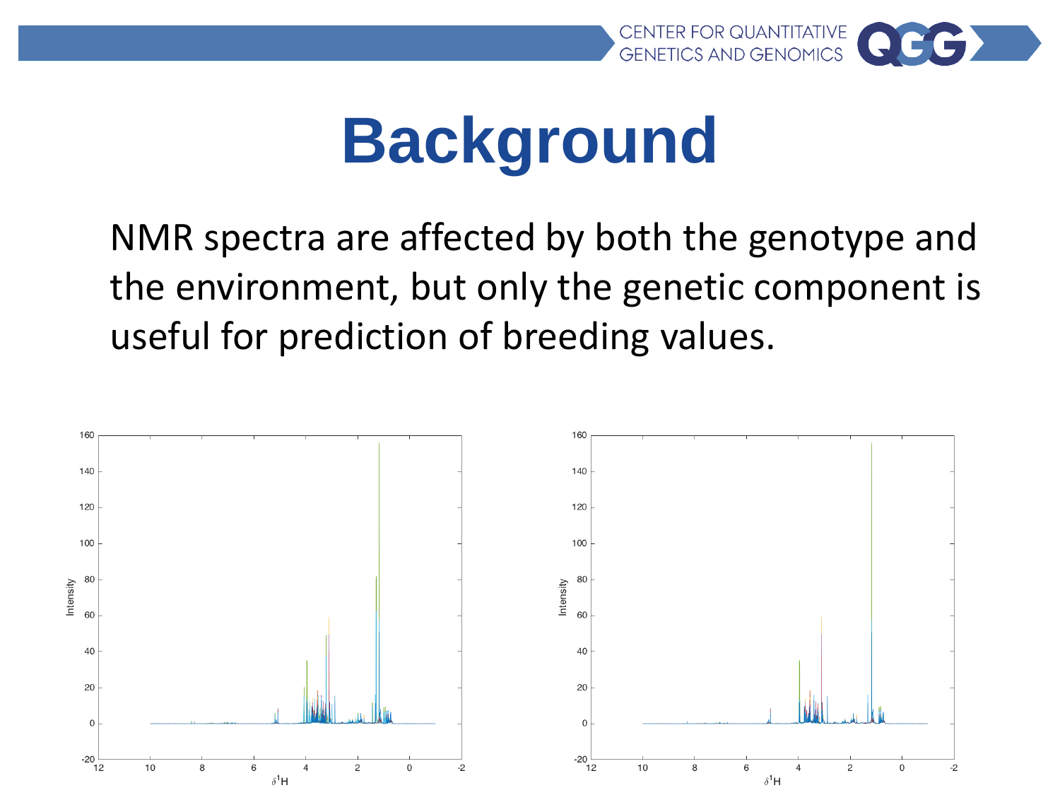# Background

NMR spectra are affected by both the genotype and the environment, but only the genetic component is useful for prediction of breeding values.

160
140
120
100
80
60
40
20
0
-20
Intensity
12
10
8
6
4
2
0
-2
$\delta^1$H

160
140
120
100
80
60
40
20
0
-20
Intensity
12
10
8
6
4
2
0
-2
$\delta^1$H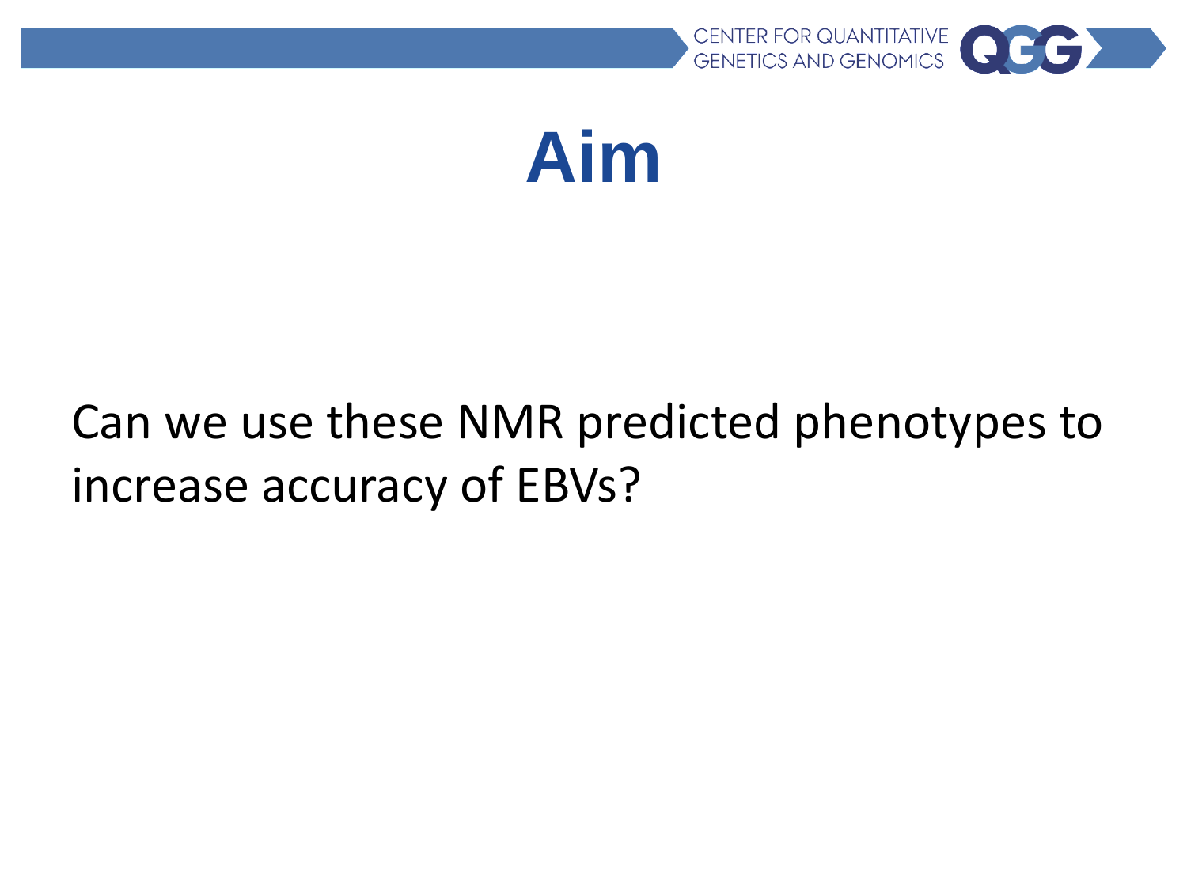# Aim

Can we use these NMR predicted phenotypes to increase accuracy of EBVs?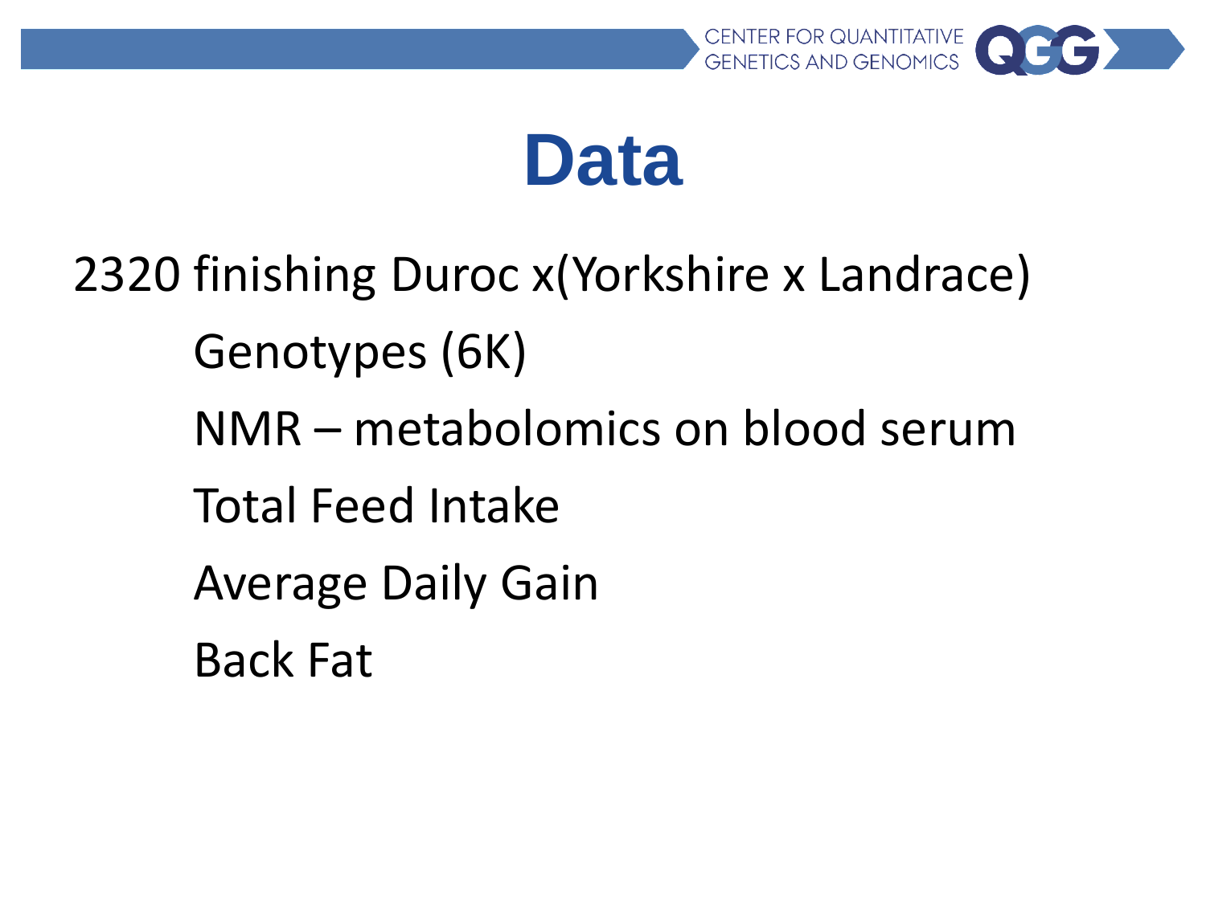# Data

2320 finishing Duroc x(Yorkshire x Landrace)

- Genotypes (6K)
- NMR – metabolomics on blood serum
- Total Feed Intake
- Average Daily Gain
- Back Fat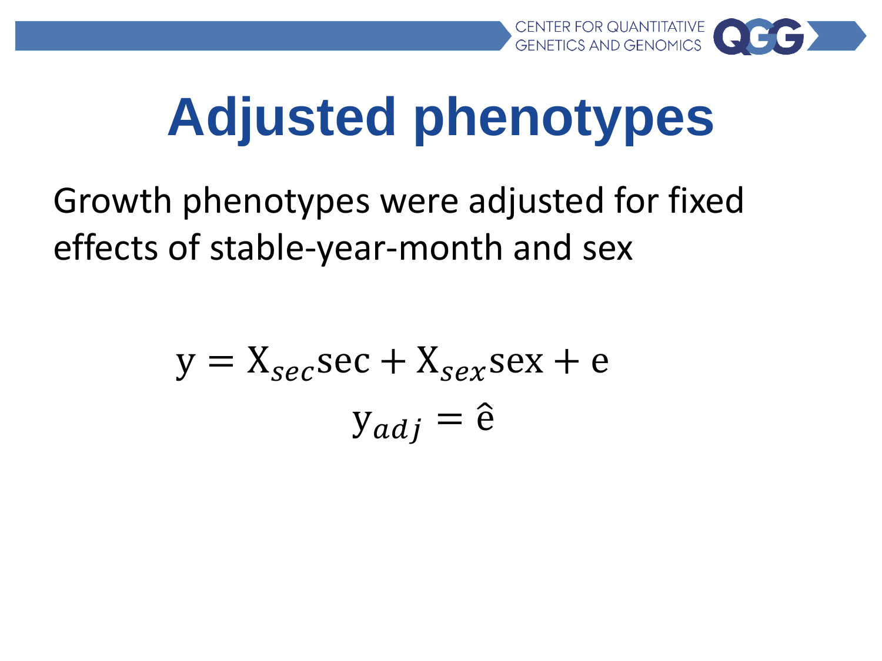# Adjusted phenotypes

Growth phenotypes were adjusted for fixed effects of stable-year-month and sex

$$\mathrm{y} = \mathrm{X}_{sec}\mathrm{sec} + \mathrm{X}_{sex}\mathrm{sex} + \mathrm{e}$$

$$y_{adj} = \hat{\mathrm{e}}$$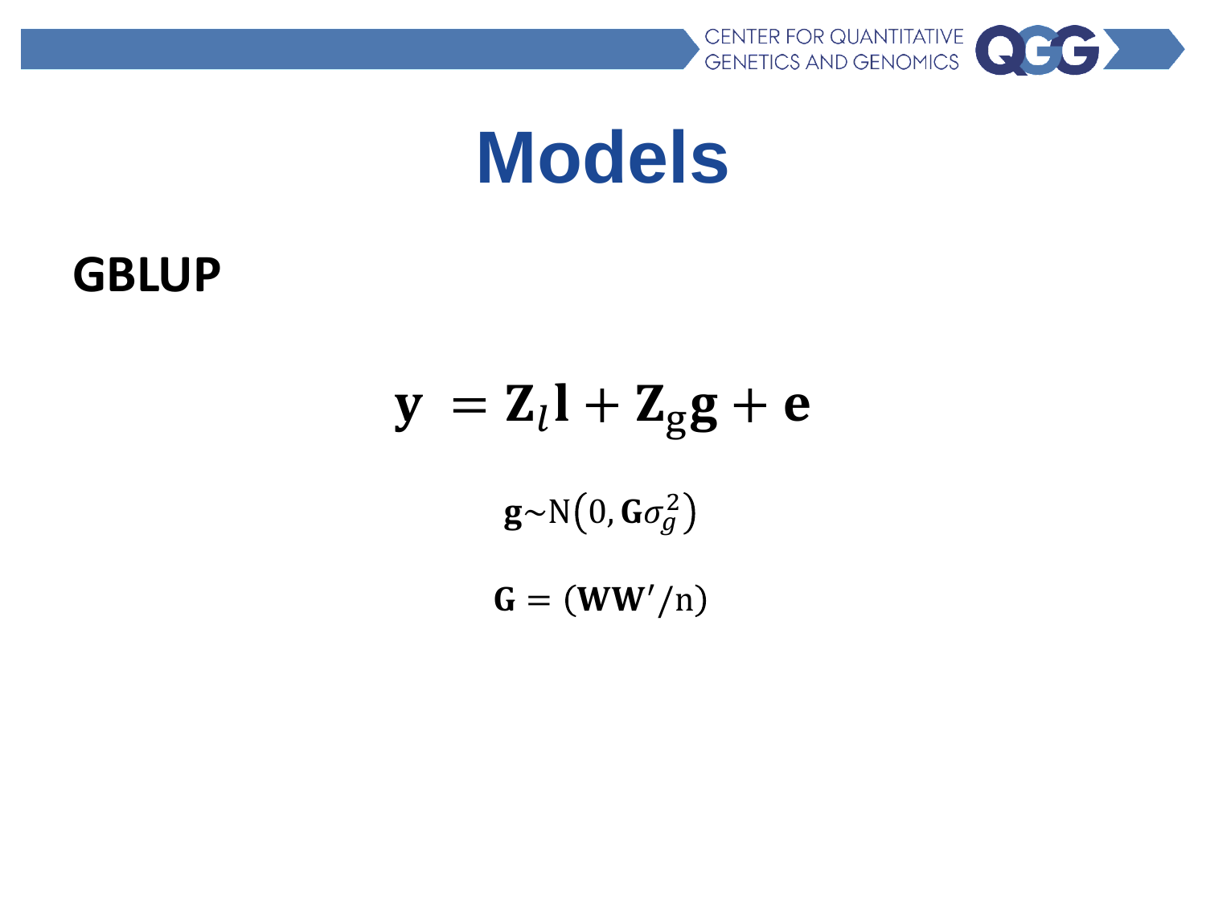# Models

## GBLUP

$$\mathbf{y} = \mathbf{Z}_l\mathbf{l} + \mathbf{Z}_g\mathbf{g} + \mathbf{e}$$

$$\mathbf{g} \sim \mathrm{N}\left(0, \mathbf{G}\sigma_g^2\right)$$

$$\mathbf{G} = (\mathbf{WW}'/\mathrm{n})$$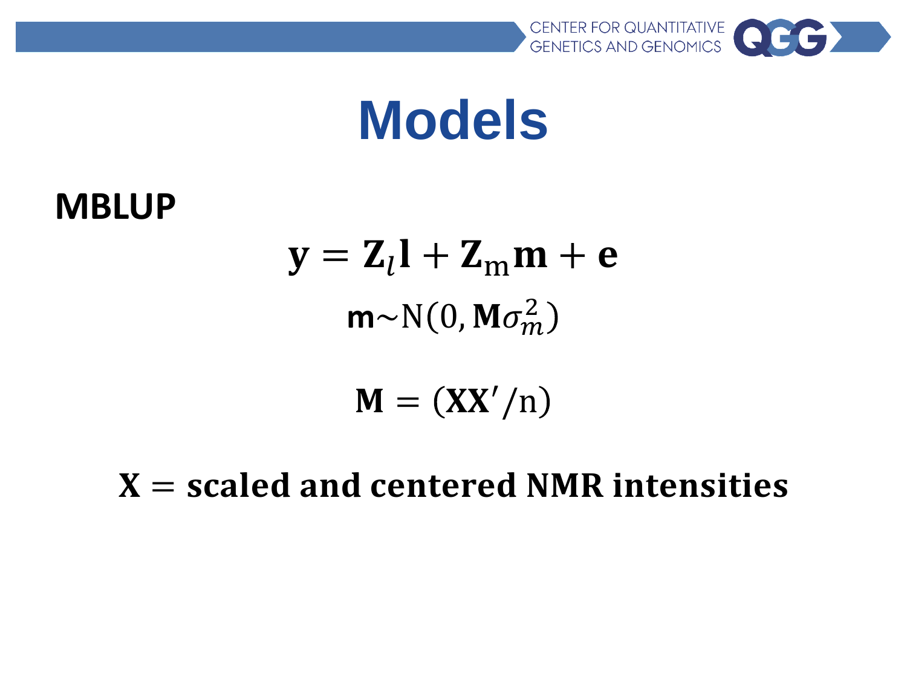# Models

**MBLUP**

$$\mathbf{y} = \mathbf{Z}_l\mathbf{l} + \mathbf{Z}_{\mathrm{m}}\mathbf{m} + \mathbf{e}$$

$$\mathbf{m} \sim \mathrm{N}(0, \mathbf{M}\sigma_m^2)$$

$$\mathbf{M} = (\mathbf{X}\mathbf{X}'/\mathrm{n})$$

$$\mathbf{X} = \textbf{scaled and centered NMR intensities}$$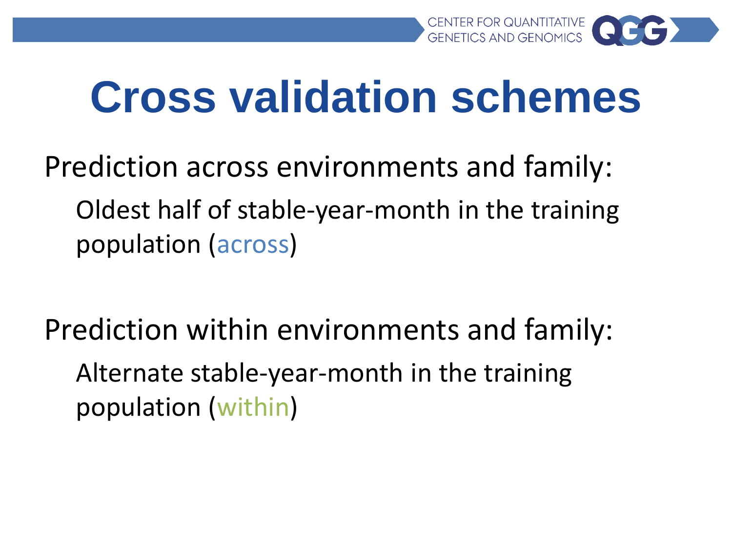# Cross validation schemes

Prediction across environments and family:

- Oldest half of stable-year-month in the training population (across)

Prediction within environments and family:

- Alternate stable-year-month in the training population (within)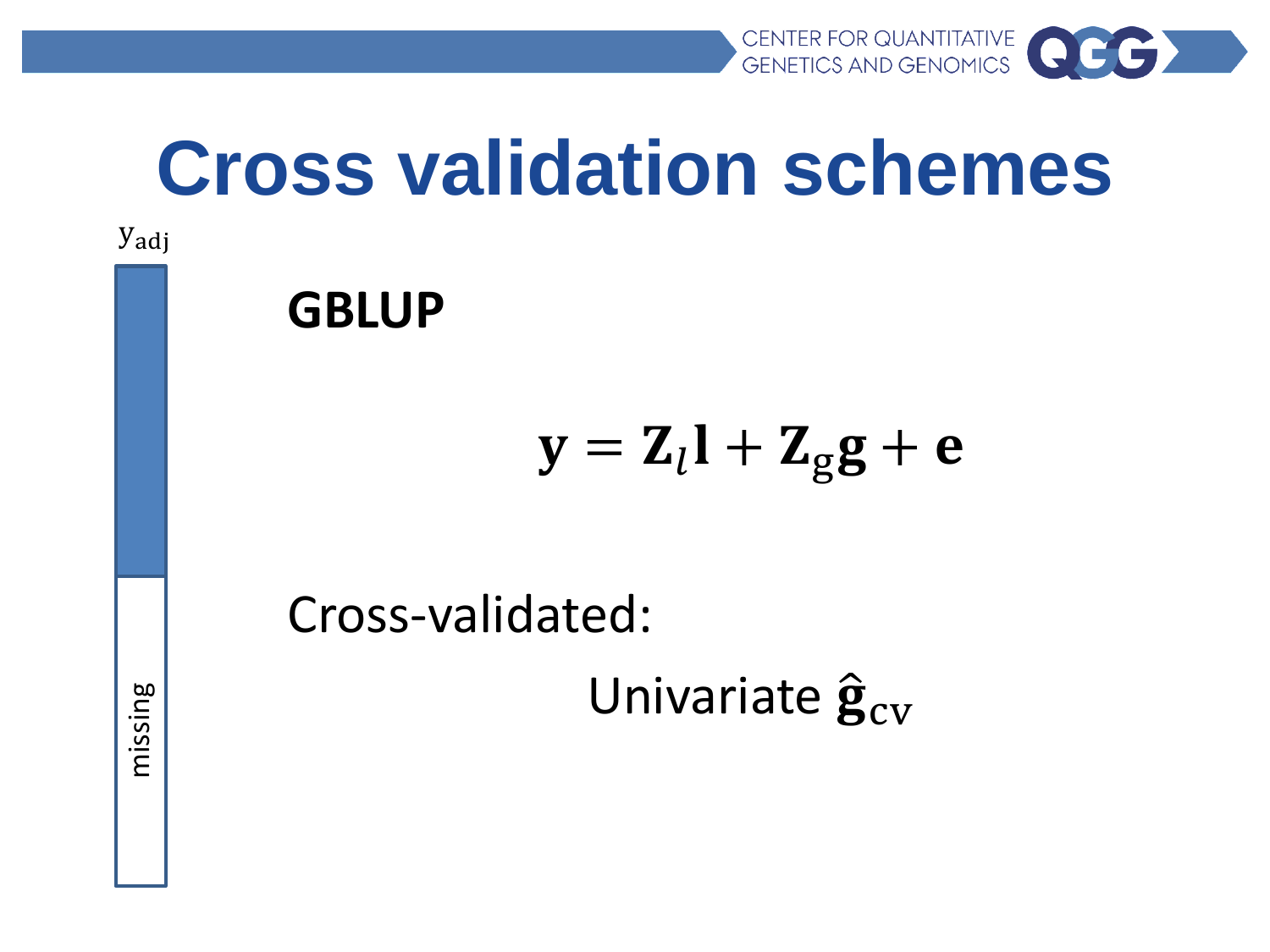# Cross validation schemes

$\mathrm{y_{adj}}$

missing

**GBLUP**

$$\mathbf{y} = \mathbf{Z}_l\mathbf{l} + \mathbf{Z}_\mathrm{g}\mathbf{g} + \mathbf{e}$$

Cross-validated:

Univariate $\hat{\mathbf{g}}_{\mathrm{cv}}$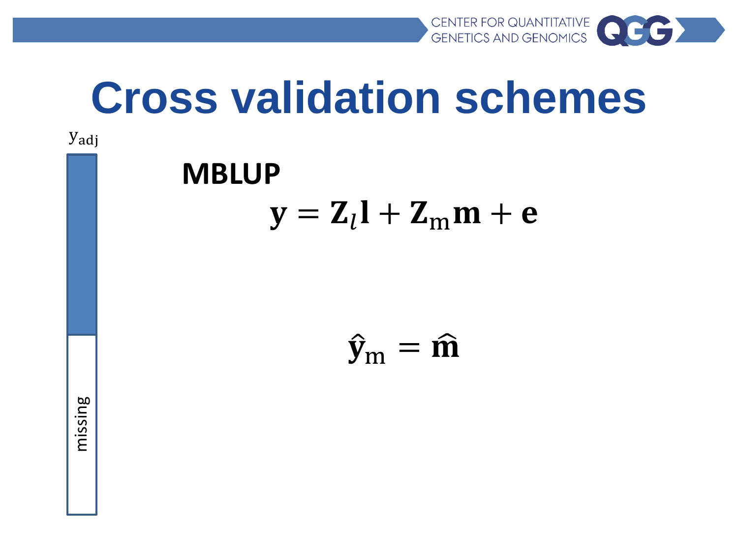# Cross validation schemes

$y_{adj}$

missing

**MBLUP**

$$\mathbf{y} = \mathbf{Z}_l\mathbf{l} + \mathbf{Z}_\mathrm{m}\mathbf{m} + \mathbf{e}$$

$$\hat{\mathbf{y}}_\mathrm{m} = \hat{\mathbf{m}}$$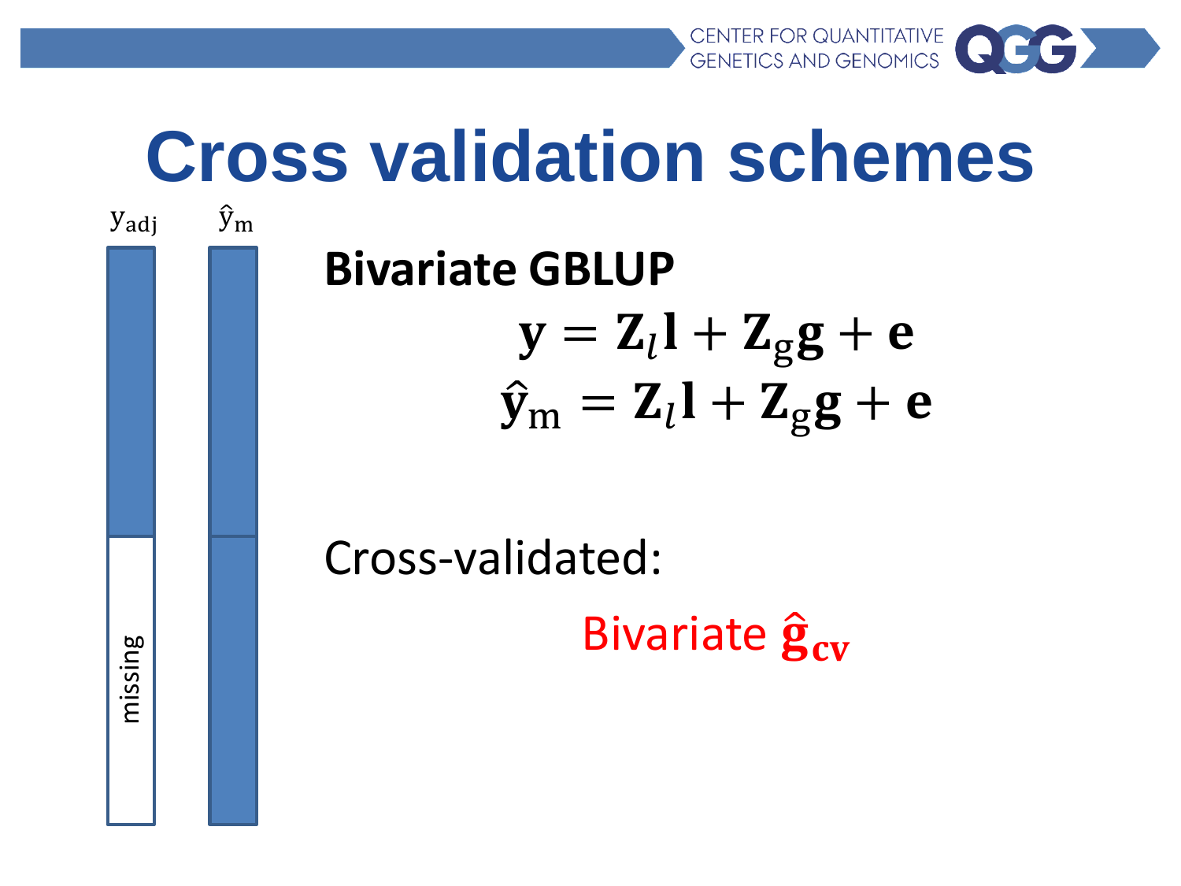# Cross validation schemes

$y_{adj}$ $\hat{y}_m$

missing

**Bivariate GBLUP**

$$\mathbf{y} = \mathbf{Z}_l\mathbf{l} + \mathbf{Z}_g\mathbf{g} + \mathbf{e}$$

$$\hat{\mathbf{y}}_m = \mathbf{Z}_l\mathbf{l} + \mathbf{Z}_g\mathbf{g} + \mathbf{e}$$

Cross-validated:

Bivariate $\hat{\mathbf{g}}_{\mathbf{cv}}$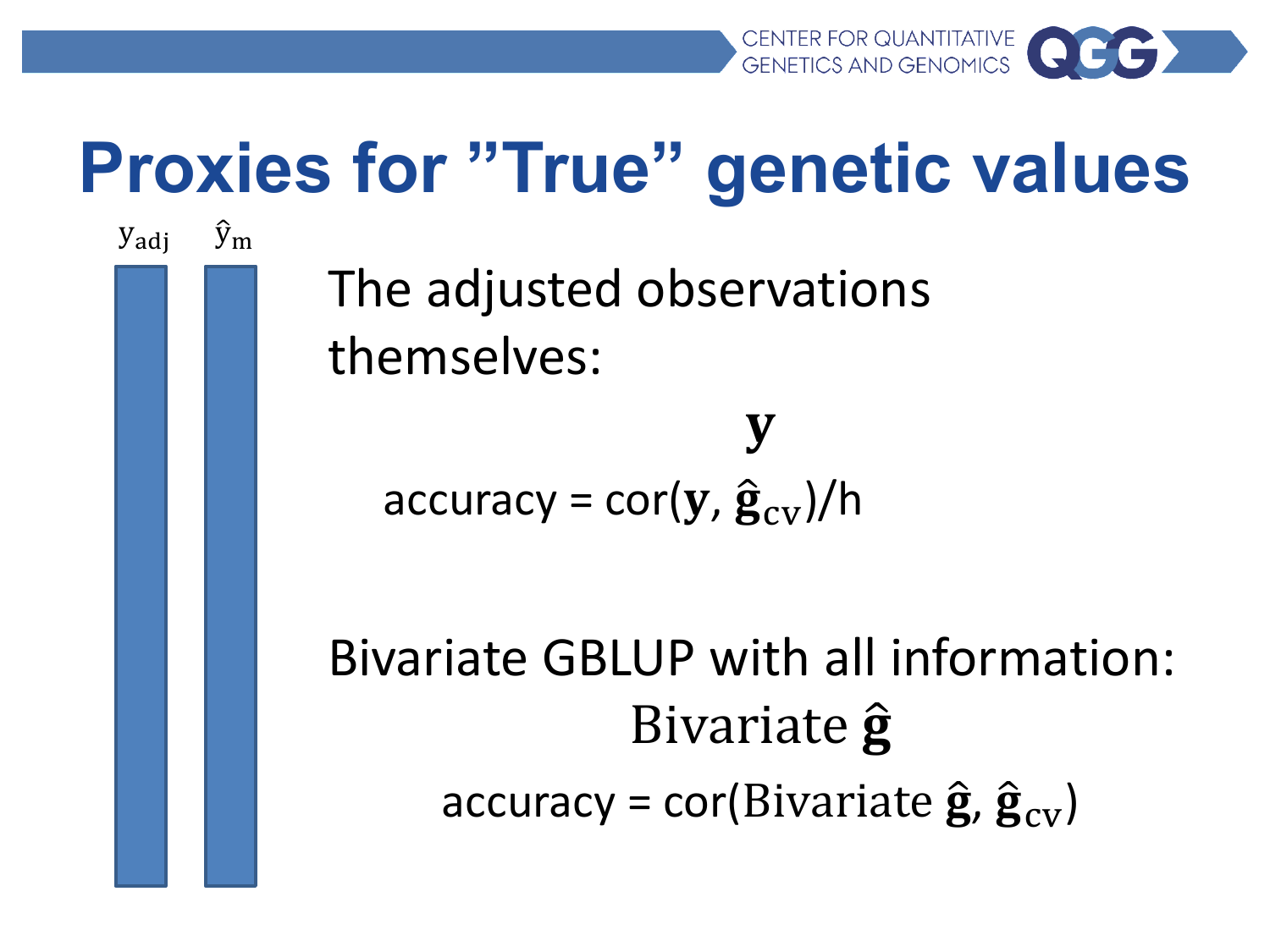# Proxies for "True" genetic values

$y_{adj}$ $\hat{y}_m$

The adjusted observations themselves:

$$\mathbf{y}$$

accuracy = $\text{cor}(\mathbf{y}, \hat{\mathbf{g}}_{cv})/h$

Bivariate GBLUP with all information:

$$\text{Bivariate } \hat{\mathbf{g}}$$

accuracy = $\text{cor}(\text{Bivariate } \hat{\mathbf{g}}, \hat{\mathbf{g}}_{cv})$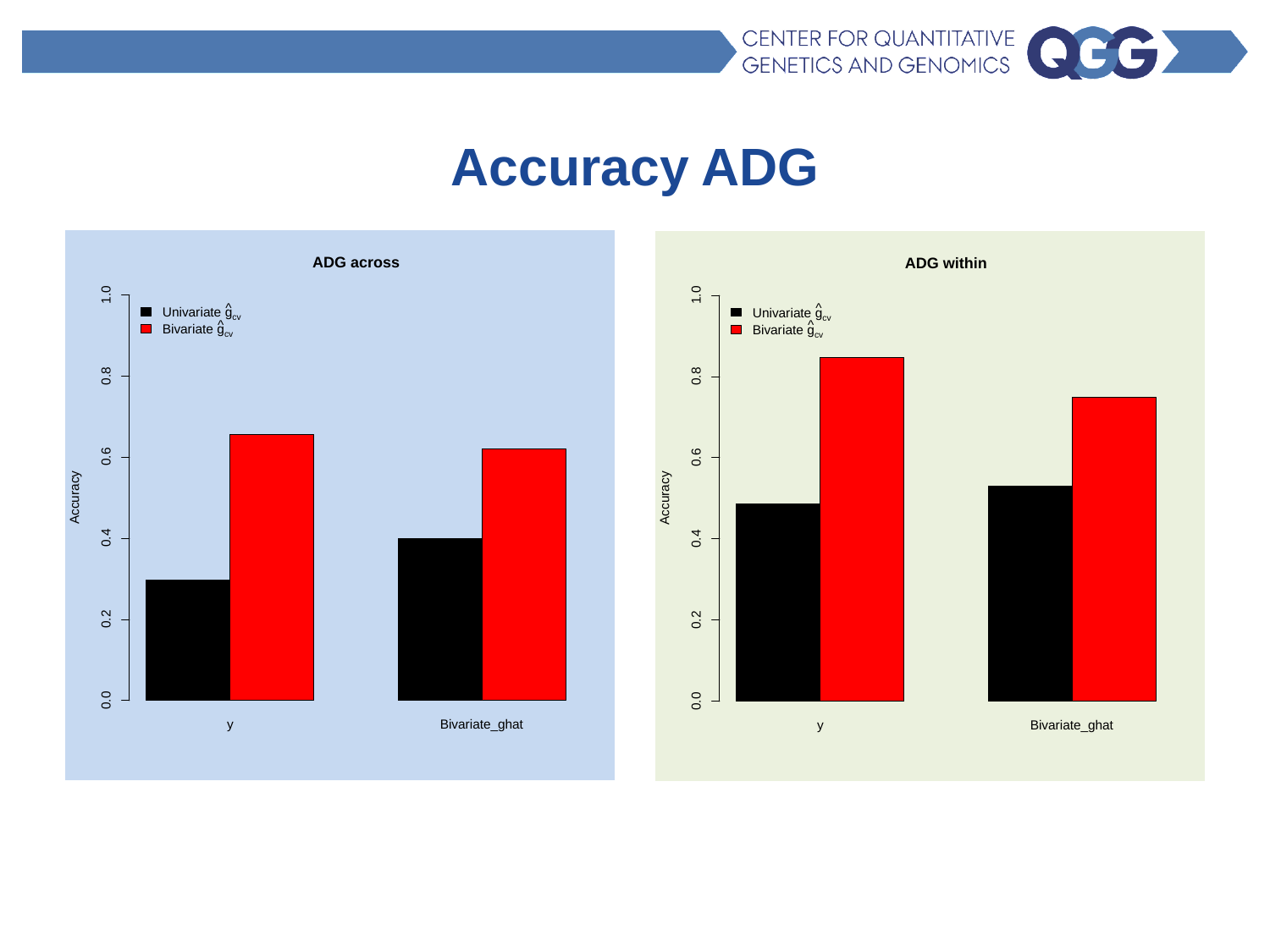# Accuracy ADG

ADG across

Accuracy

1.0
0.8
0.6
0.4
0.2
0.0

Univariate $\hat{g}_{cv}$
Bivariate $\hat{g}_{cv}$

y
Bivariate_ghat

ADG within

Accuracy

1.0
0.8
0.6
0.4
0.2
0.0

Univariate $\hat{g}_{cv}$
Bivariate $\hat{g}_{cv}$

y
Bivariate_ghat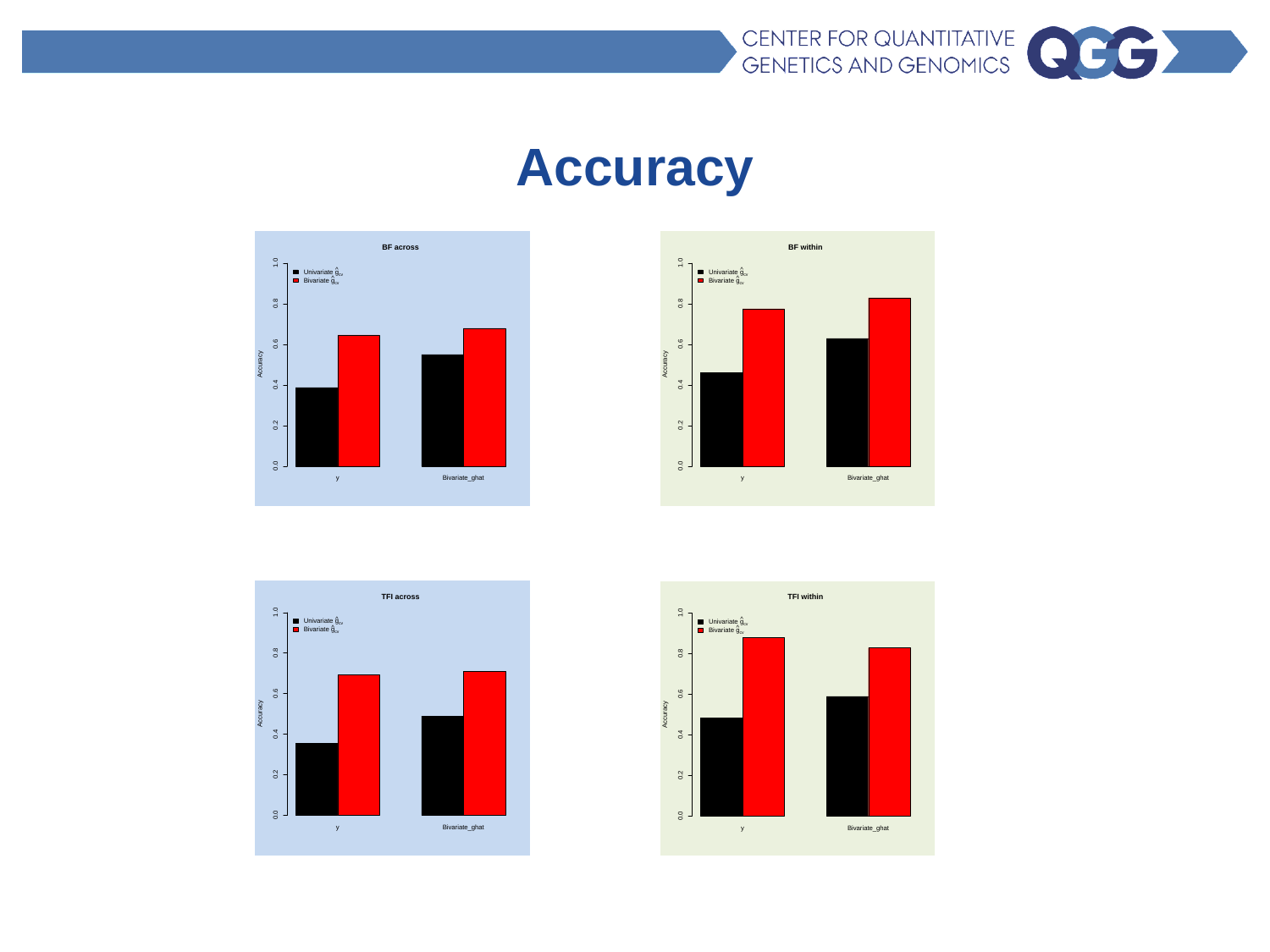# Accuracy

BF across

1.0
0.8
0.6
0.4
0.2
0.0

Accuracy

Univariate $\hat{g}_{cv}$
Bivariate $\hat{g}_{cv}$

y
Bivariate_ghat

BF within

1.0
0.8
0.6
0.4
0.2
0.0

Accuracy

Univariate $\hat{g}_{cv}$
Bivariate $\hat{g}_{cv}$

y
Bivariate_ghat

TFI across

1.0
0.8
0.6
0.4
0.2
0.0

Accuracy

Univariate $\hat{g}_{cv}$
Bivariate $\hat{g}_{cv}$

y
Bivariate_ghat

TFI within

1.0
0.8
0.6
0.4
0.2
0.0

Accuracy

Univariate $\hat{g}_{cv}$
Bivariate $\hat{g}_{cv}$

y
Bivariate_ghat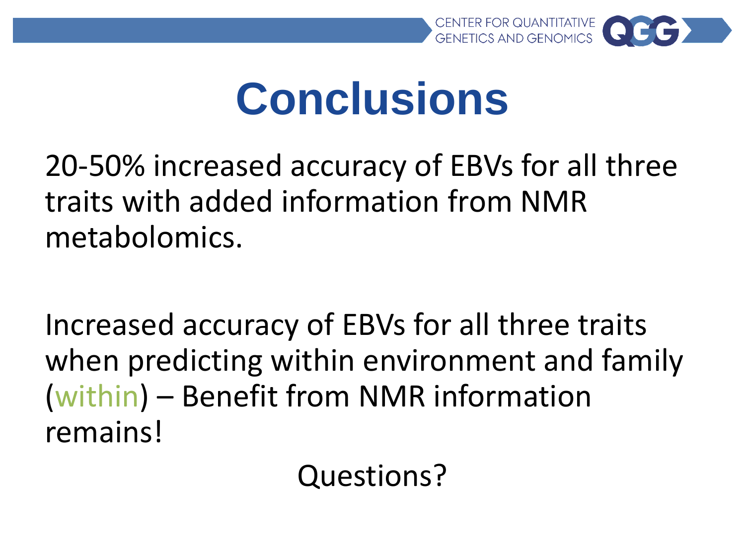# Conclusions

20-50% increased accuracy of EBVs for all three traits with added information from NMR metabolomics.

Increased accuracy of EBVs for all three traits when predicting within environment and family (within) – Benefit from NMR information remains!

Questions?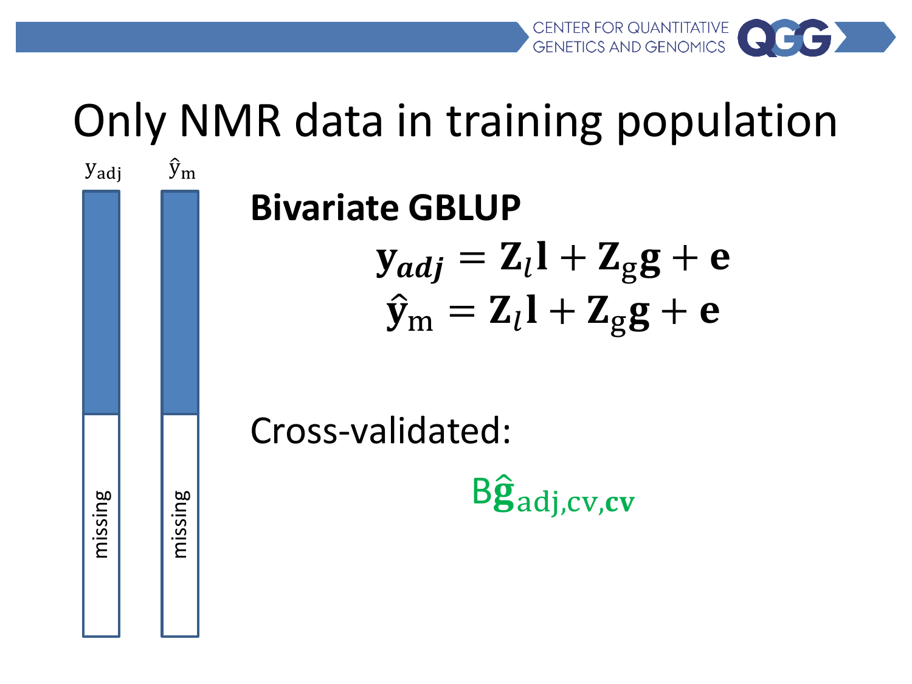# Only NMR data in training population

$\mathrm{y_{adj}}$ $\hat{\mathrm{y}}_{\mathrm{m}}$

missing

missing

**Bivariate GBLUP**

$$\mathbf{y}_{adj} = \mathbf{Z}_l\mathbf{l} + \mathbf{Z}_g\mathbf{g} + \mathbf{e}$$
$$\hat{\mathbf{y}}_{\mathrm{m}} = \mathbf{Z}_l\mathbf{l} + \mathbf{Z}_g\mathbf{g} + \mathbf{e}$$

Cross-validated:

$$\mathrm{B}\hat{\mathbf{g}}_{\mathrm{adj,cv,}\mathbf{cv}}$$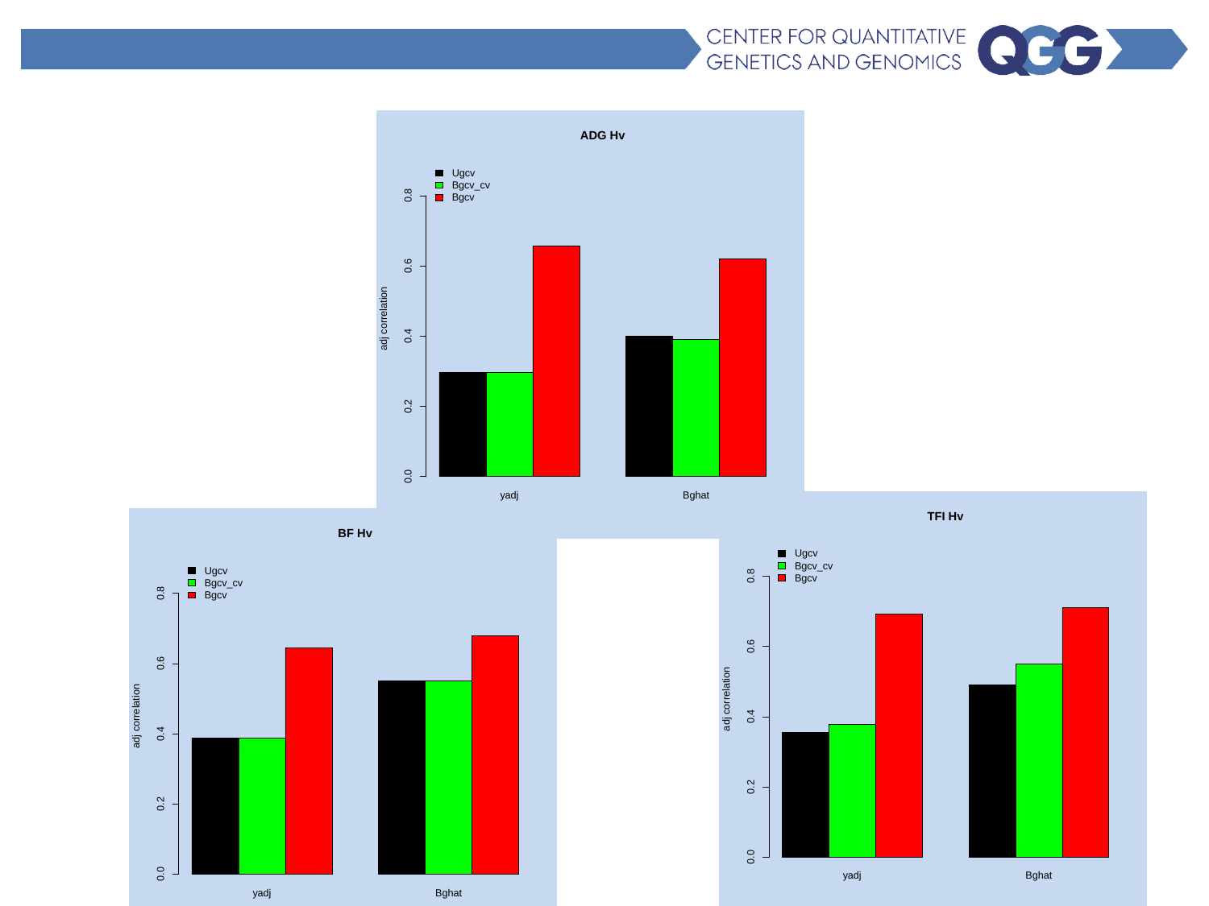ADG Hv

Ugcv
Bgcv_cv
Bgcv

adj correlation

0.0
0.2
0.4
0.6
0.8

yadj
Bghat

BF Hv

Ugcv
Bgcv_cv
Bgcv

adj correlation

0.0
0.2
0.4
0.6
0.8

yadj
Bghat

TFI Hv

Ugcv
Bgcv_cv
Bgcv

adj correlation

0.0
0.2
0.4
0.6
0.8

yadj
Bghat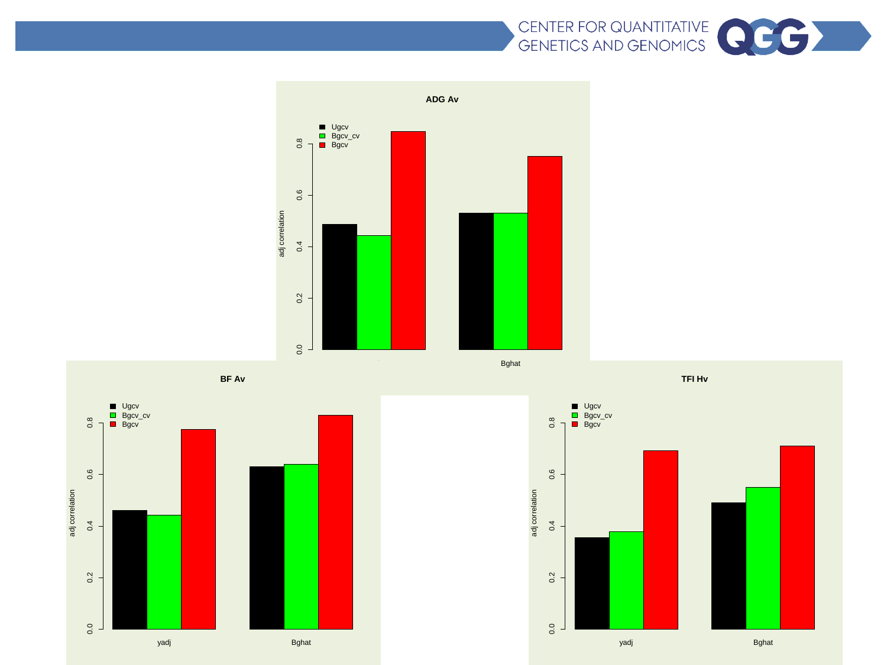ADG Av

Ugcv
Bgcv_cv
Bgcv

adj correlation

0.0
0.2
0.4
0.6
0.8

Bghat

BF Av

Ugcv
Bgcv_cv
Bgcv

adj correlation

0.0
0.2
0.4
0.6
0.8

yadj
Bghat

TFI Hv

Ugcv
Bgcv_cv
Bgcv

adj correlation

0.0
0.2
0.4
0.6
0.8

yadj
Bghat